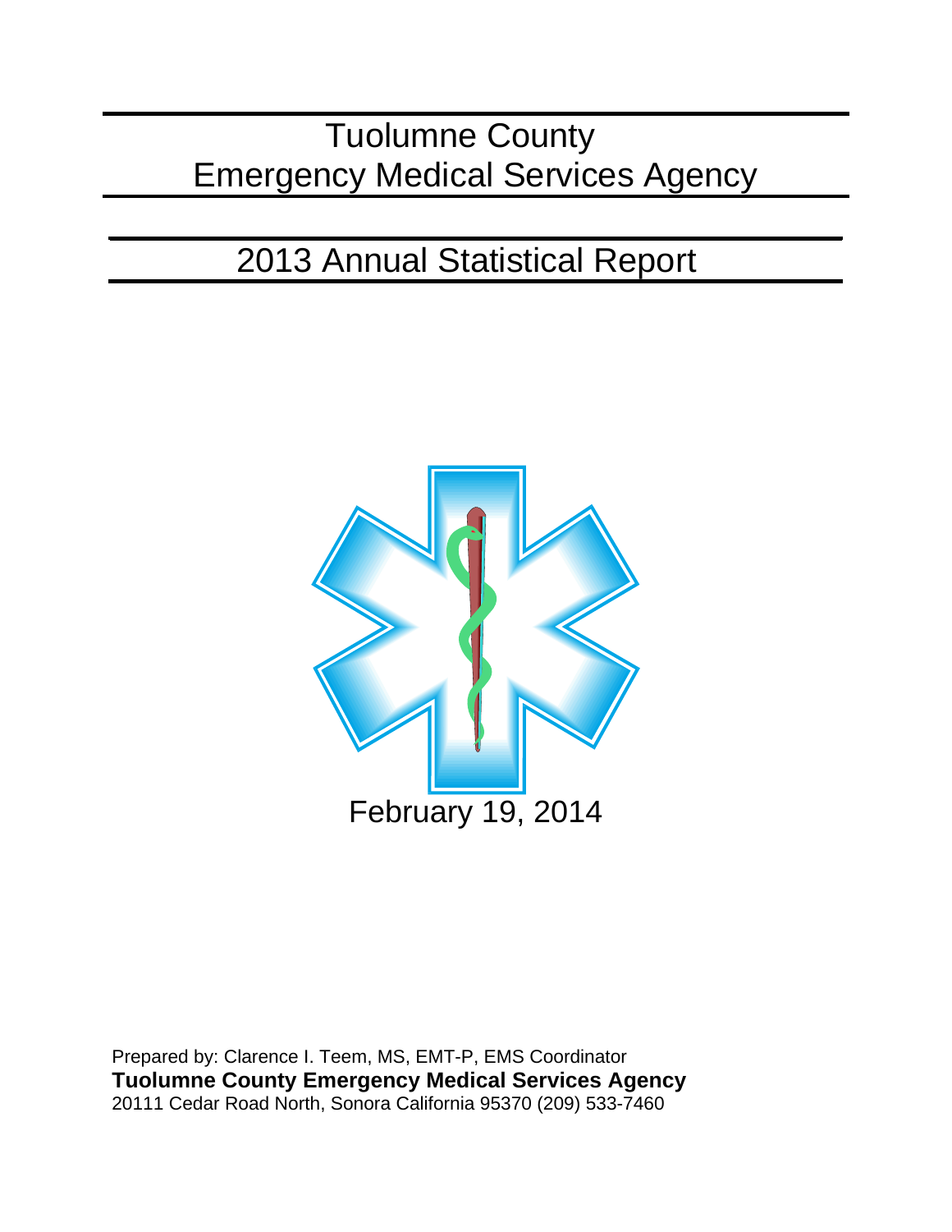# Tuolumne County
# Emergency Medical Services Agency

## 2013 Annual Statistical Report

February 19, 2014

Prepared by: Clarence I. Teem, MS, EMT-P, EMS Coordinator
**Tuolumne County Emergency Medical Services Agency**
20111 Cedar Road North, Sonora California 95370 (209) 533-7460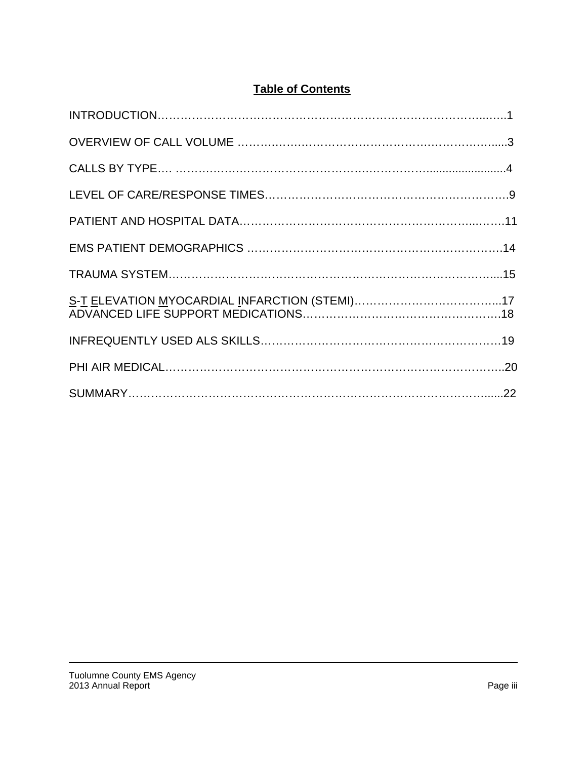# **Table of Contents**

INTRODUCTION……………………………………………………………………………..…..1

OVERVIEW OF CALL VOLUME …………………………………………………………….....3

CALLS BY TYPE…. …………………………………………………………..........................4

LEVEL OF CARE/RESPONSE TIMES…………………………………………………………….9

PATIENT AND HOSPITAL DATA.……………………………………………………..……..11

EMS PATIENT DEMOGRAPHICS …………………………………………………………….14

TRAUMA SYSTEM…………………………………………………………………………….....15

S-T ELEVATION MYOCARDIAL INFARCTION (STEMI)………………………………….....17
ADVANCED LIFE SUPPORT MEDICATIONS………………………………………………….18

INFREQUENTLY USED ALS SKILLS…………………………………………………………19

PHI AIR MEDICAL………………………………………………………………………………..20

SUMMARY…………………………………………………………………………………….......22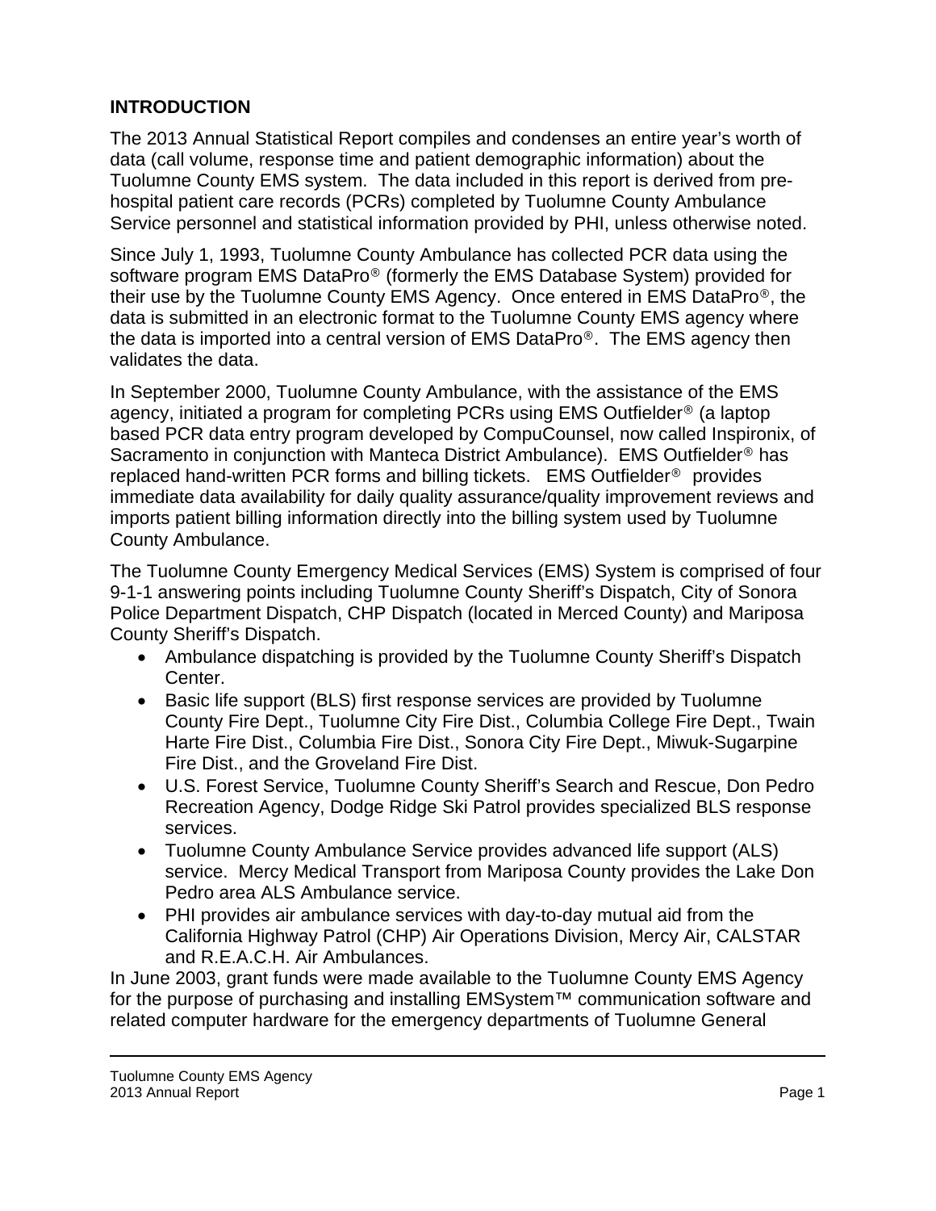## INTRODUCTION

The 2013 Annual Statistical Report compiles and condenses an entire year's worth of data (call volume, response time and patient demographic information) about the Tuolumne County EMS system. The data included in this report is derived from pre-hospital patient care records (PCRs) completed by Tuolumne County Ambulance Service personnel and statistical information provided by PHI, unless otherwise noted.

Since July 1, 1993, Tuolumne County Ambulance has collected PCR data using the software program EMS DataPro® (formerly the EMS Database System) provided for their use by the Tuolumne County EMS Agency. Once entered in EMS DataPro®, the data is submitted in an electronic format to the Tuolumne County EMS agency where the data is imported into a central version of EMS DataPro®. The EMS agency then validates the data.

In September 2000, Tuolumne County Ambulance, with the assistance of the EMS agency, initiated a program for completing PCRs using EMS Outfielder® (a laptop based PCR data entry program developed by CompuCounsel, now called Inspironix, of Sacramento in conjunction with Manteca District Ambulance). EMS Outfielder® has replaced hand-written PCR forms and billing tickets. EMS Outfielder® provides immediate data availability for daily quality assurance/quality improvement reviews and imports patient billing information directly into the billing system used by Tuolumne County Ambulance.

The Tuolumne County Emergency Medical Services (EMS) System is comprised of four 9-1-1 answering points including Tuolumne County Sheriff's Dispatch, City of Sonora Police Department Dispatch, CHP Dispatch (located in Merced County) and Mariposa County Sheriff's Dispatch.

- Ambulance dispatching is provided by the Tuolumne County Sheriff's Dispatch Center.
- Basic life support (BLS) first response services are provided by Tuolumne County Fire Dept., Tuolumne City Fire Dist., Columbia College Fire Dept., Twain Harte Fire Dist., Columbia Fire Dist., Sonora City Fire Dept., Miwuk-Sugarpine Fire Dist., and the Groveland Fire Dist.
- U.S. Forest Service, Tuolumne County Sheriff's Search and Rescue, Don Pedro Recreation Agency, Dodge Ridge Ski Patrol provides specialized BLS response services.
- Tuolumne County Ambulance Service provides advanced life support (ALS) service. Mercy Medical Transport from Mariposa County provides the Lake Don Pedro area ALS Ambulance service.
- PHI provides air ambulance services with day-to-day mutual aid from the California Highway Patrol (CHP) Air Operations Division, Mercy Air, CALSTAR and R.E.A.C.H. Air Ambulances.

In June 2003, grant funds were made available to the Tuolumne County EMS Agency for the purpose of purchasing and installing EMSystem™ communication software and related computer hardware for the emergency departments of Tuolumne General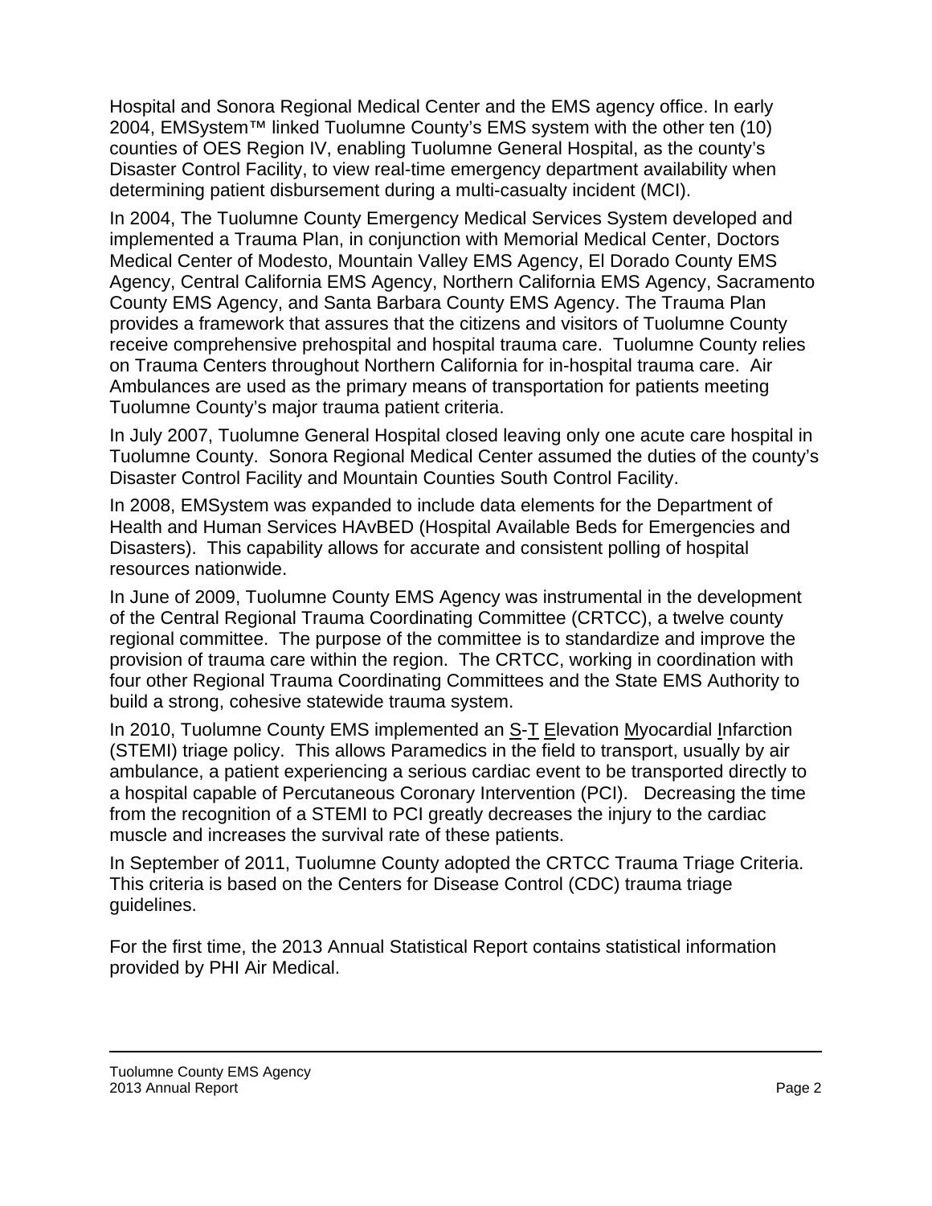Hospital and Sonora Regional Medical Center and the EMS agency office. In early 2004, EMSystem™ linked Tuolumne County's EMS system with the other ten (10) counties of OES Region IV, enabling Tuolumne General Hospital, as the county's Disaster Control Facility, to view real-time emergency department availability when determining patient disbursement during a multi-casualty incident (MCI).

In 2004, The Tuolumne County Emergency Medical Services System developed and implemented a Trauma Plan, in conjunction with Memorial Medical Center, Doctors Medical Center of Modesto, Mountain Valley EMS Agency, El Dorado County EMS Agency, Central California EMS Agency, Northern California EMS Agency, Sacramento County EMS Agency, and Santa Barbara County EMS Agency. The Trauma Plan provides a framework that assures that the citizens and visitors of Tuolumne County receive comprehensive prehospital and hospital trauma care. Tuolumne County relies on Trauma Centers throughout Northern California for in-hospital trauma care. Air Ambulances are used as the primary means of transportation for patients meeting Tuolumne County's major trauma patient criteria.

In July 2007, Tuolumne General Hospital closed leaving only one acute care hospital in Tuolumne County. Sonora Regional Medical Center assumed the duties of the county's Disaster Control Facility and Mountain Counties South Control Facility.

In 2008, EMSystem was expanded to include data elements for the Department of Health and Human Services HAvBED (Hospital Available Beds for Emergencies and Disasters). This capability allows for accurate and consistent polling of hospital resources nationwide.

In June of 2009, Tuolumne County EMS Agency was instrumental in the development of the Central Regional Trauma Coordinating Committee (CRTCC), a twelve county regional committee. The purpose of the committee is to standardize and improve the provision of trauma care within the region. The CRTCC, working in coordination with four other Regional Trauma Coordinating Committees and the State EMS Authority to build a strong, cohesive statewide trauma system.

In 2010, Tuolumne County EMS implemented an S-T Elevation Myocardial Infarction (STEMI) triage policy. This allows Paramedics in the field to transport, usually by air ambulance, a patient experiencing a serious cardiac event to be transported directly to a hospital capable of Percutaneous Coronary Intervention (PCI). Decreasing the time from the recognition of a STEMI to PCI greatly decreases the injury to the cardiac muscle and increases the survival rate of these patients.

In September of 2011, Tuolumne County adopted the CRTCC Trauma Triage Criteria. This criteria is based on the Centers for Disease Control (CDC) trauma triage guidelines.

For the first time, the 2013 Annual Statistical Report contains statistical information provided by PHI Air Medical.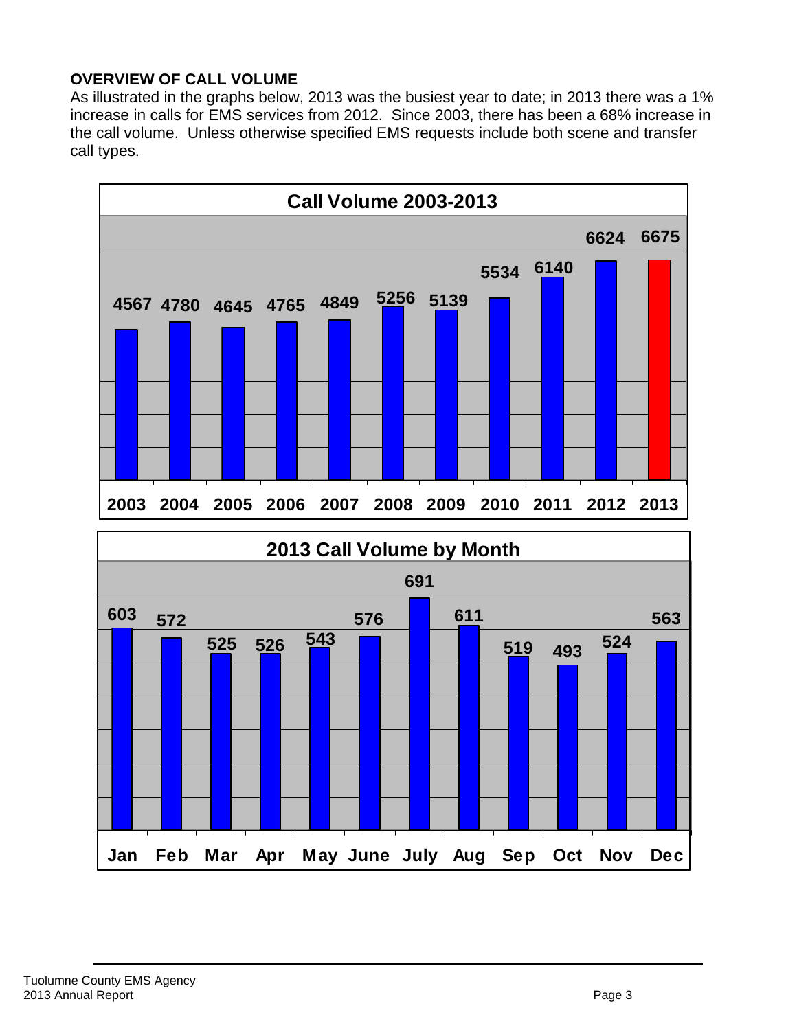**OVERVIEW OF CALL VOLUME**

As illustrated in the graphs below, 2013 was the busiest year to date; in 2013 there was a 1% increase in calls for EMS services from 2012. Since 2003, there has been a 68% increase in the call volume. Unless otherwise specified EMS requests include both scene and transfer call types.

**Call Volume 2003-2013**

| 2003 | 2004 | 2005 | 2006 | 2007 | 2008 | 2009 | 2010 | 2011 | 2012 | 2013 |
|---|---|---|---|---|---|---|---|---|---|---|
| 4567 | 4780 | 4645 | 4765 | 4849 | 5256 | 5139 | 5534 | 6140 | 6624 | 6675 |

**2013 Call Volume by Month**

| Jan | Feb | Mar | Apr | May | June | July | Aug | Sep | Oct | Nov | Dec |
|---|---|---|---|---|---|---|---|---|---|---|---|
| 603 | 572 | 525 | 526 | 543 | 576 | 691 | 611 | 519 | 493 | 524 | 563 |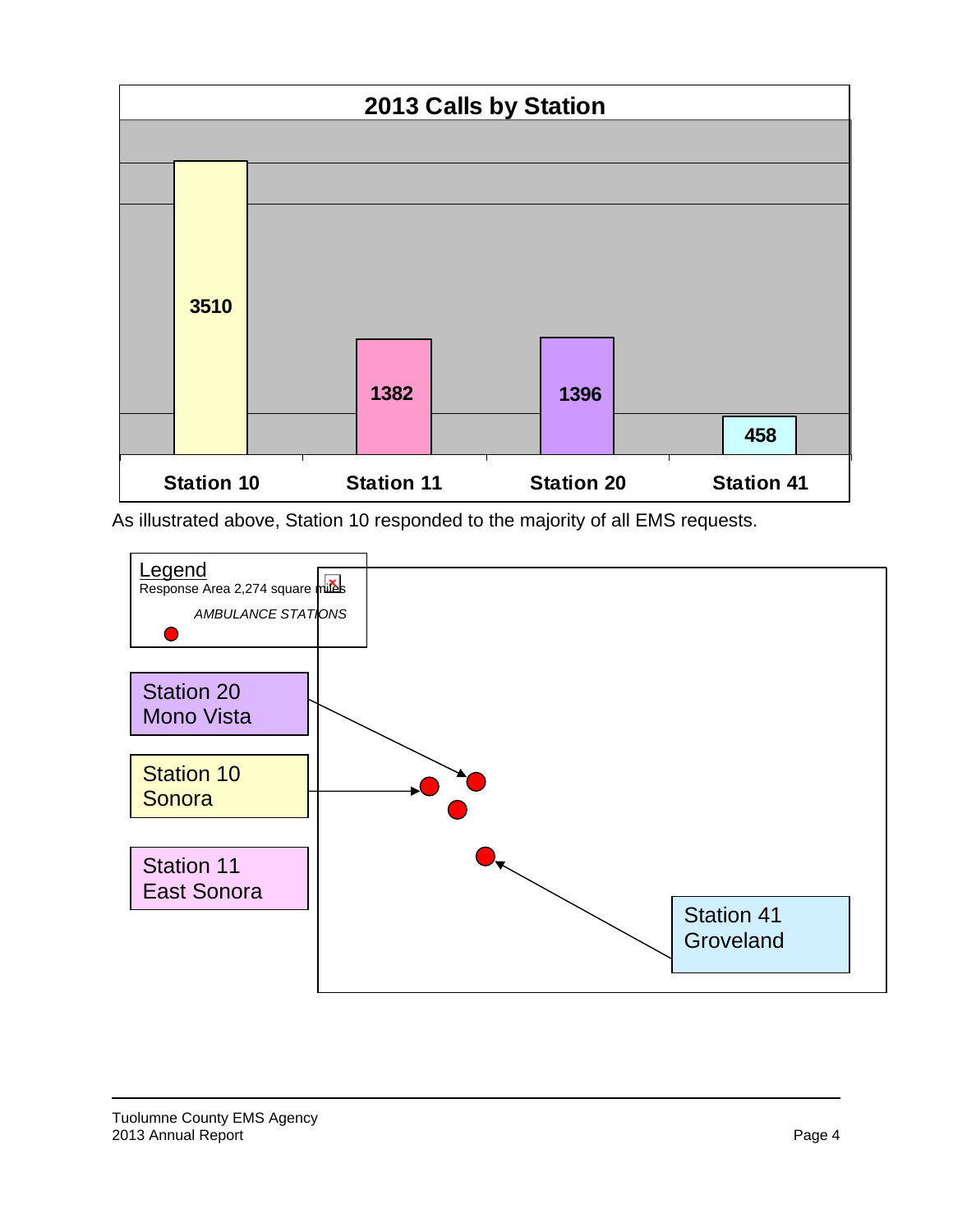**2013 Calls by Station**

| Station | Calls |
|---|---|
| Station 10 | 3510 |
| Station 11 | 1382 |
| Station 20 | 1396 |
| Station 41 | 458 |

As illustrated above, Station 10 responded to the majority of all EMS requests.

Legend
Response Area 2,274 square miles

*AMBULANCE STATIONS*

Station 20
Mono Vista

Station 10
Sonora

Station 11
East Sonora

Station 41
Groveland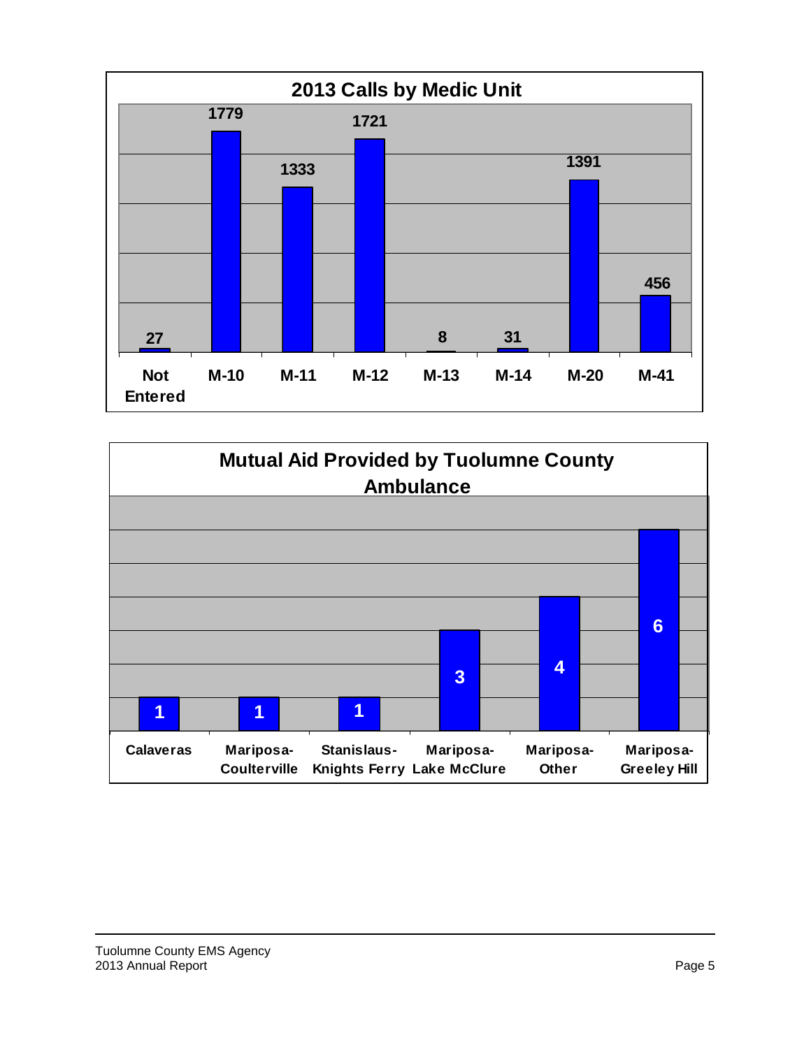## 2013 Calls by Medic Unit

| Medic Unit | Calls |
|---|---|
| Not Entered | 27 |
| M-10 | 1779 |
| M-11 | 1333 |
| M-12 | 1721 |
| M-13 | 8 |
| M-14 | 31 |
| M-20 | 1391 |
| M-41 | 456 |

## Mutual Aid Provided by Tuolumne County Ambulance

| Location | Count |
|---|---|
| Calaveras | 1 |
| Mariposa-Coulterville | 1 |
| Stanislaus-Knights Ferry | 1 |
| Mariposa-Lake McClure | 3 |
| Mariposa-Other | 4 |
| Mariposa-Greeley Hill | 6 |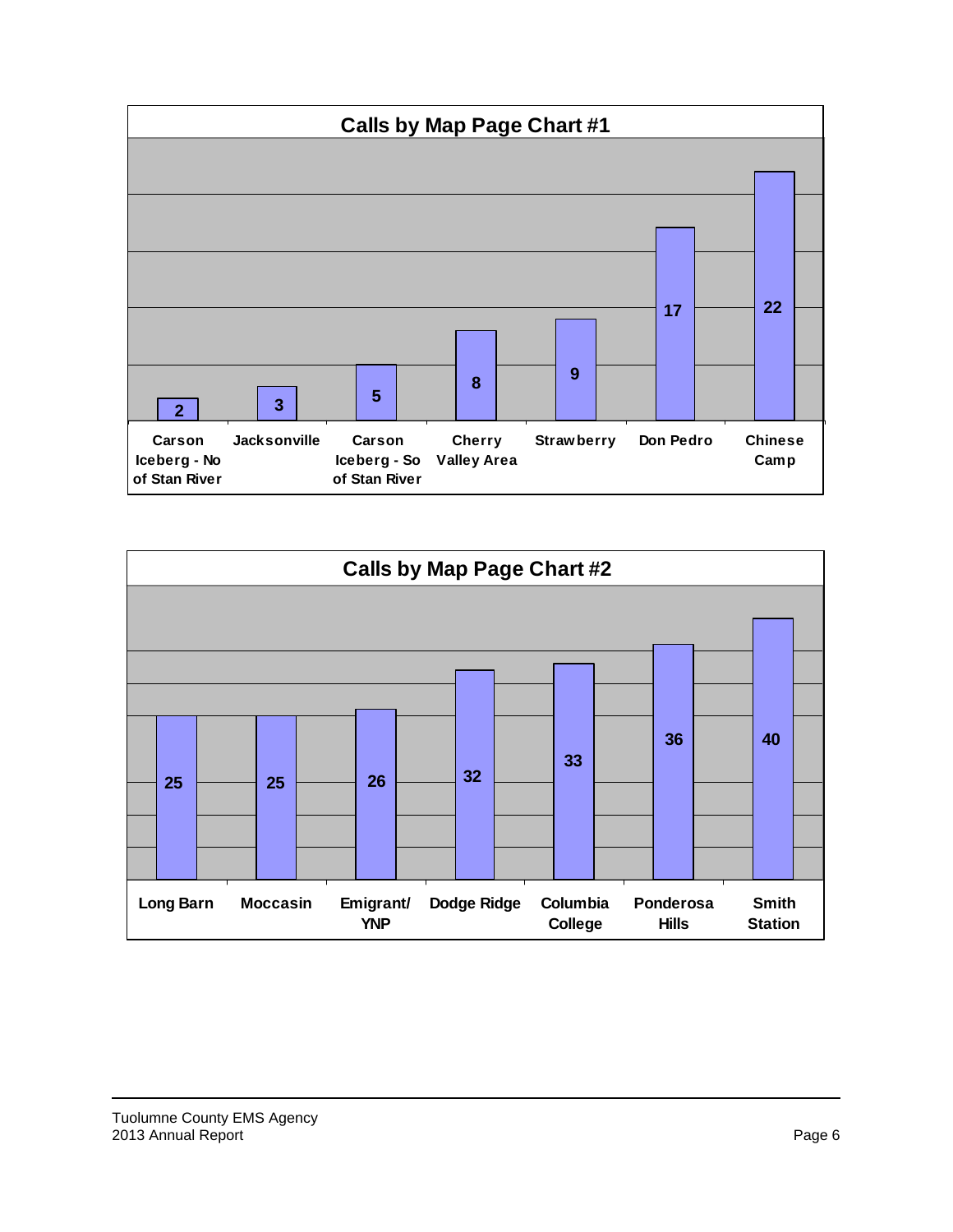## Calls by Map Page Chart #1

| Map Page | Calls |
|---|---|
| Carson Iceberg - No of Stan River | 2 |
| Jacksonville | 3 |
| Carson Iceberg - So of Stan River | 5 |
| Cherry Valley Area | 8 |
| Strawberry | 9 |
| Don Pedro | 17 |
| Chinese Camp | 22 |

## Calls by Map Page Chart #2

| Map Page | Calls |
|---|---|
| Long Barn | 25 |
| Moccasin | 25 |
| Emigrant/ YNP | 26 |
| Dodge Ridge | 32 |
| Columbia College | 33 |
| Ponderosa Hills | 36 |
| Smith Station | 40 |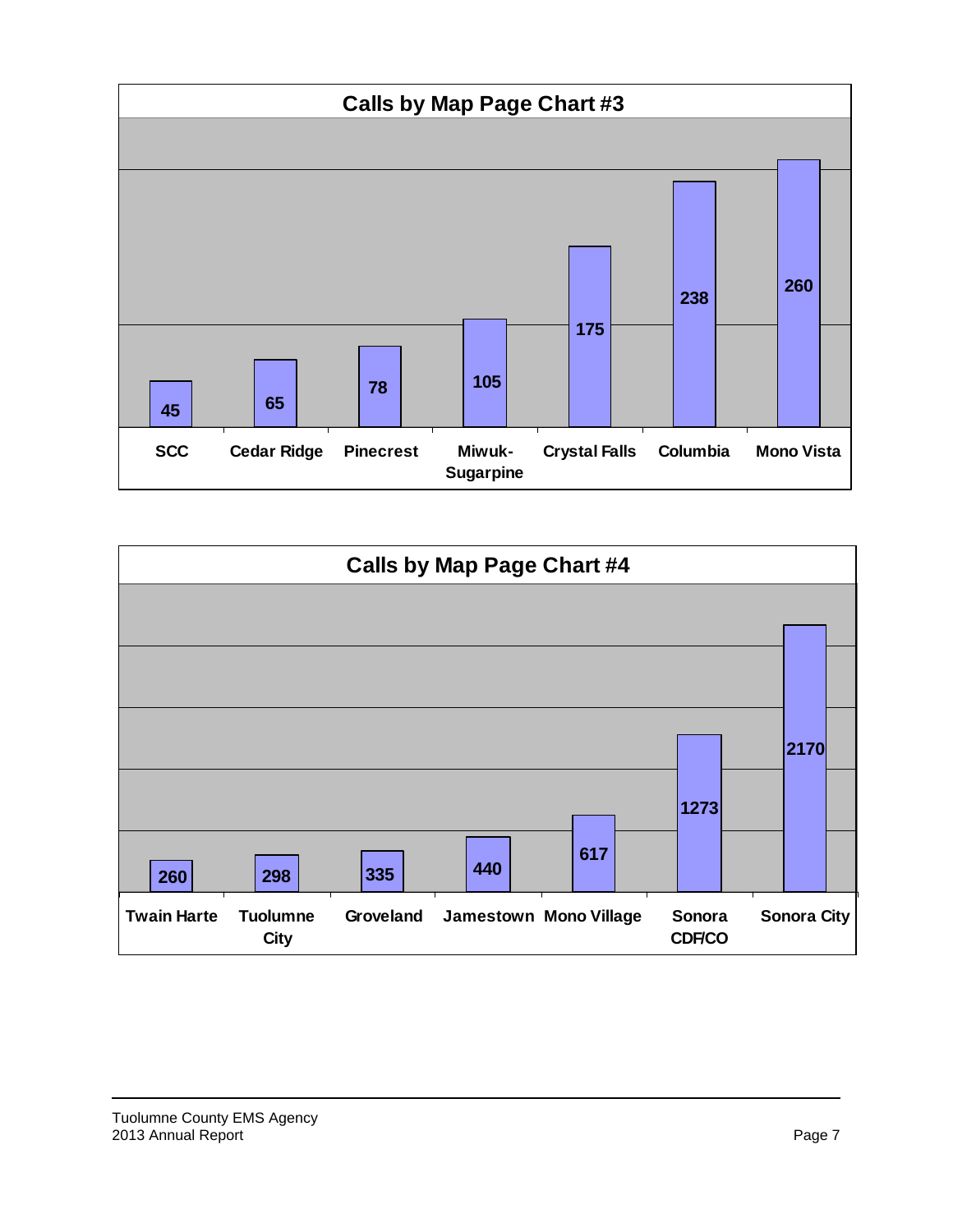## Calls by Map Page Chart #3

| SCC | Cedar Ridge | Pinecrest | Miwuk-Sugarpine | Crystal Falls | Columbia | Mono Vista |
|---|---|---|---|---|---|---|
| 45 | 65 | 78 | 105 | 175 | 238 | 260 |

## Calls by Map Page Chart #4

| Twain Harte | Tuolumne City | Groveland | Jamestown | Mono Village | Sonora CDF/CO | Sonora City |
|---|---|---|---|---|---|---|
| 260 | 298 | 335 | 440 | 617 | 1273 | 2170 |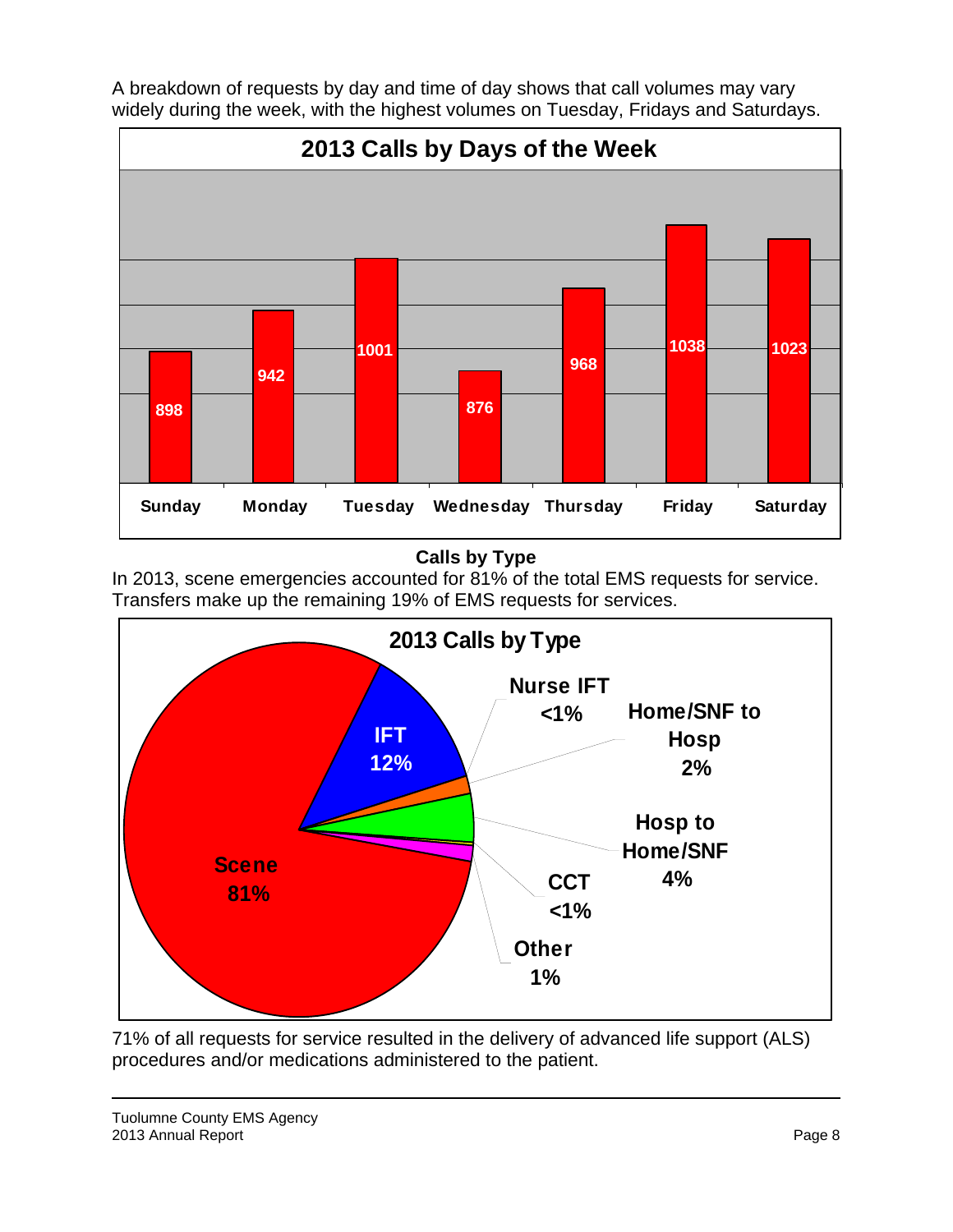A breakdown of requests by day and time of day shows that call volumes may vary widely during the week, with the highest volumes on Tuesday, Fridays and Saturdays.

**2013 Calls by Days of the Week**

| Sunday | Monday | Tuesday | Wednesday | Thursday | Friday | Saturday |
|---|---|---|---|---|---|---|
| 898 | 942 | 1001 | 876 | 968 | 1038 | 1023 |

## Calls by Type

In 2013, scene emergencies accounted for 81% of the total EMS requests for service. Transfers make up the remaining 19% of EMS requests for services.

**2013 Calls by Type**

| Type | Percent |
|---|---|
| Scene | 81% |
| IFT | 12% |
| Nurse IFT | <1% |
| Home/SNF to Hosp | 2% |
| Hosp to Home/SNF | 4% |
| CCT | <1% |
| Other | 1% |

71% of all requests for service resulted in the delivery of advanced life support (ALS) procedures and/or medications administered to the patient.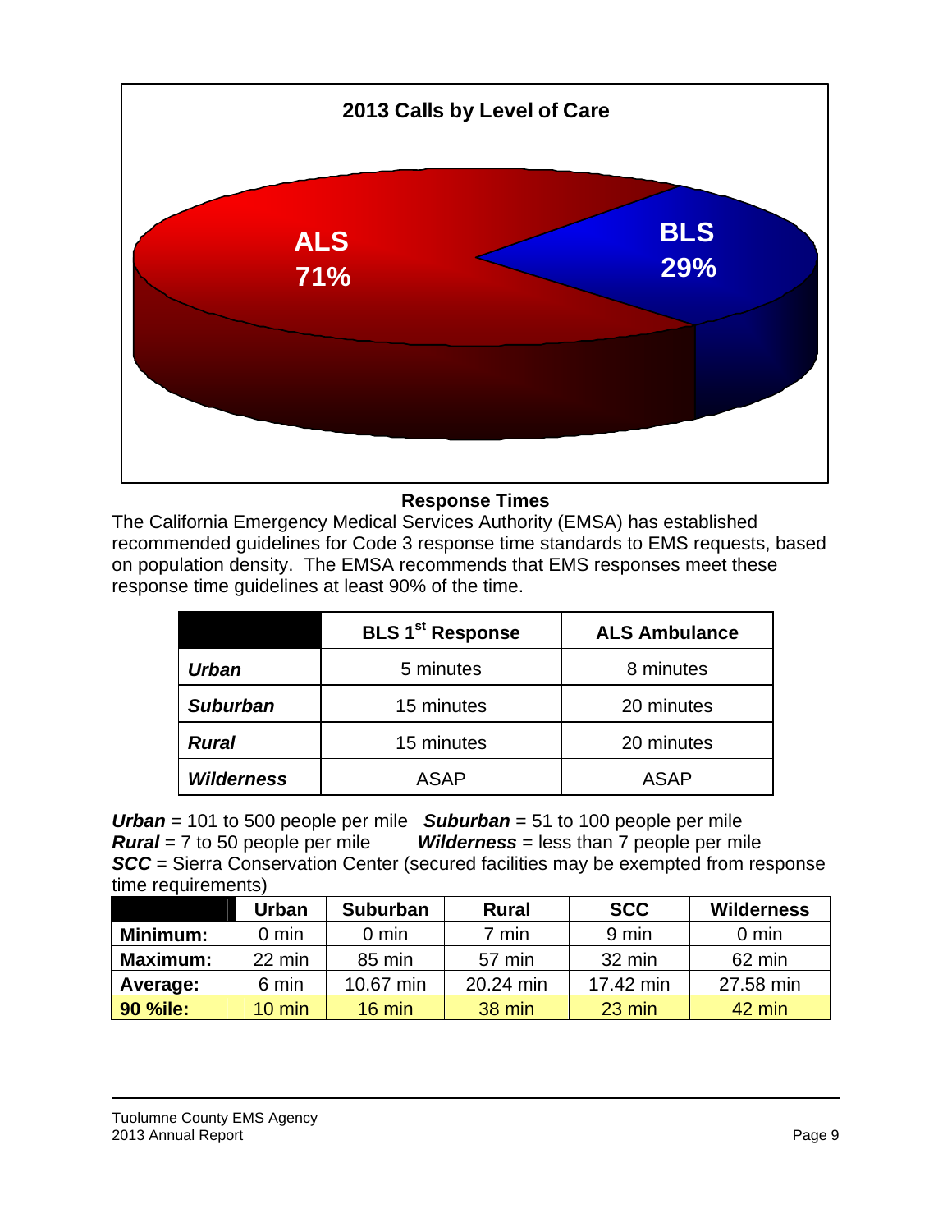**2013 Calls by Level of Care**

ALS 71%

BLS 29%

## Response Times

The California Emergency Medical Services Authority (EMSA) has established recommended guidelines for Code 3 response time standards to EMS requests, based on population density. The EMSA recommends that EMS responses meet these response time guidelines at least 90% of the time.

| | BLS 1st Response | ALS Ambulance |
|---|---|---|
| ***Urban*** | 5 minutes | 8 minutes |
| ***Suburban*** | 15 minutes | 20 minutes |
| ***Rural*** | 15 minutes | 20 minutes |
| ***Wilderness*** | ASAP | ASAP |

***Urban*** = 101 to 500 people per mile ***Suburban*** = 51 to 100 people per mile
***Rural*** = 7 to 50 people per mile ***Wilderness*** = less than 7 people per mile
***SCC*** = Sierra Conservation Center (secured facilities may be exempted from response time requirements)

| | Urban | Suburban | Rural | SCC | Wilderness |
|---|---|---|---|---|---|
| **Minimum:** | 0 min | 0 min | 7 min | 9 min | 0 min |
| **Maximum:** | 22 min | 85 min | 57 min | 32 min | 62 min |
| **Average:** | 6 min | 10.67 min | 20.24 min | 17.42 min | 27.58 min |
| **90 %ile:** | 10 min | 16 min | 38 min | 23 min | 42 min |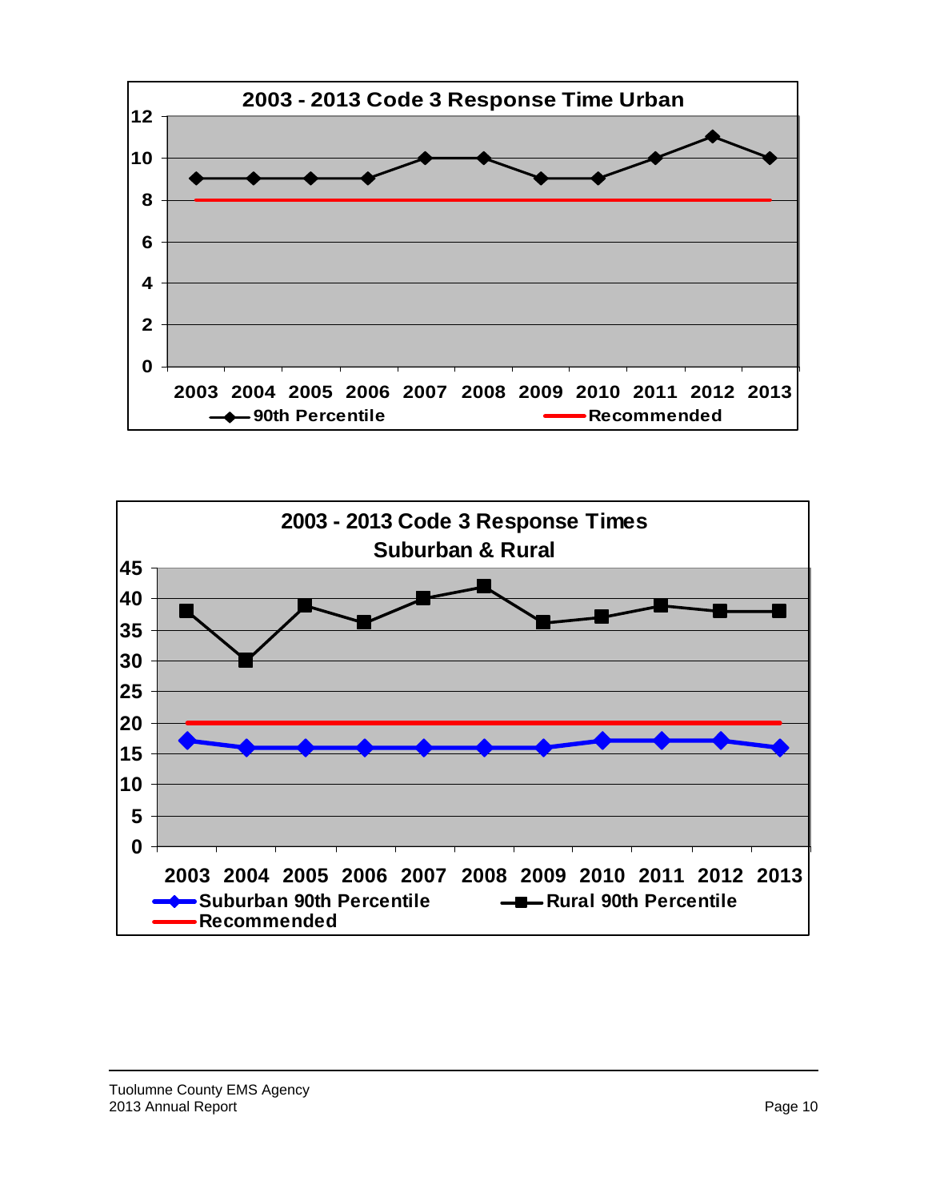**2003 - 2013 Code 3 Response Time Urban**

| Year | 90th Percentile | Recommended |
|---|---|---|
| 2003 | 9 | 8 |
| 2004 | 9 | 8 |
| 2005 | 9 | 8 |
| 2006 | 9 | 8 |
| 2007 | 10 | 8 |
| 2008 | 10 | 8 |
| 2009 | 9 | 8 |
| 2010 | 9 | 8 |
| 2011 | 10 | 8 |
| 2012 | 11 | 8 |
| 2013 | 10 | 8 |

**2003 - 2013 Code 3 Response Times Suburban & Rural**

| Year | Suburban 90th Percentile | Rural 90th Percentile | Recommended |
|---|---|---|---|
| 2003 | 17 | 38 | 20 |
| 2004 | 16 | 30 | 20 |
| 2005 | 16 | 39 | 20 |
| 2006 | 16 | 36 | 20 |
| 2007 | 16 | 40 | 20 |
| 2008 | 16 | 42 | 20 |
| 2009 | 16 | 36 | 20 |
| 2010 | 17 | 37 | 20 |
| 2011 | 17 | 39 | 20 |
| 2012 | 17 | 38 | 20 |
| 2013 | 16 | 38 | 20 |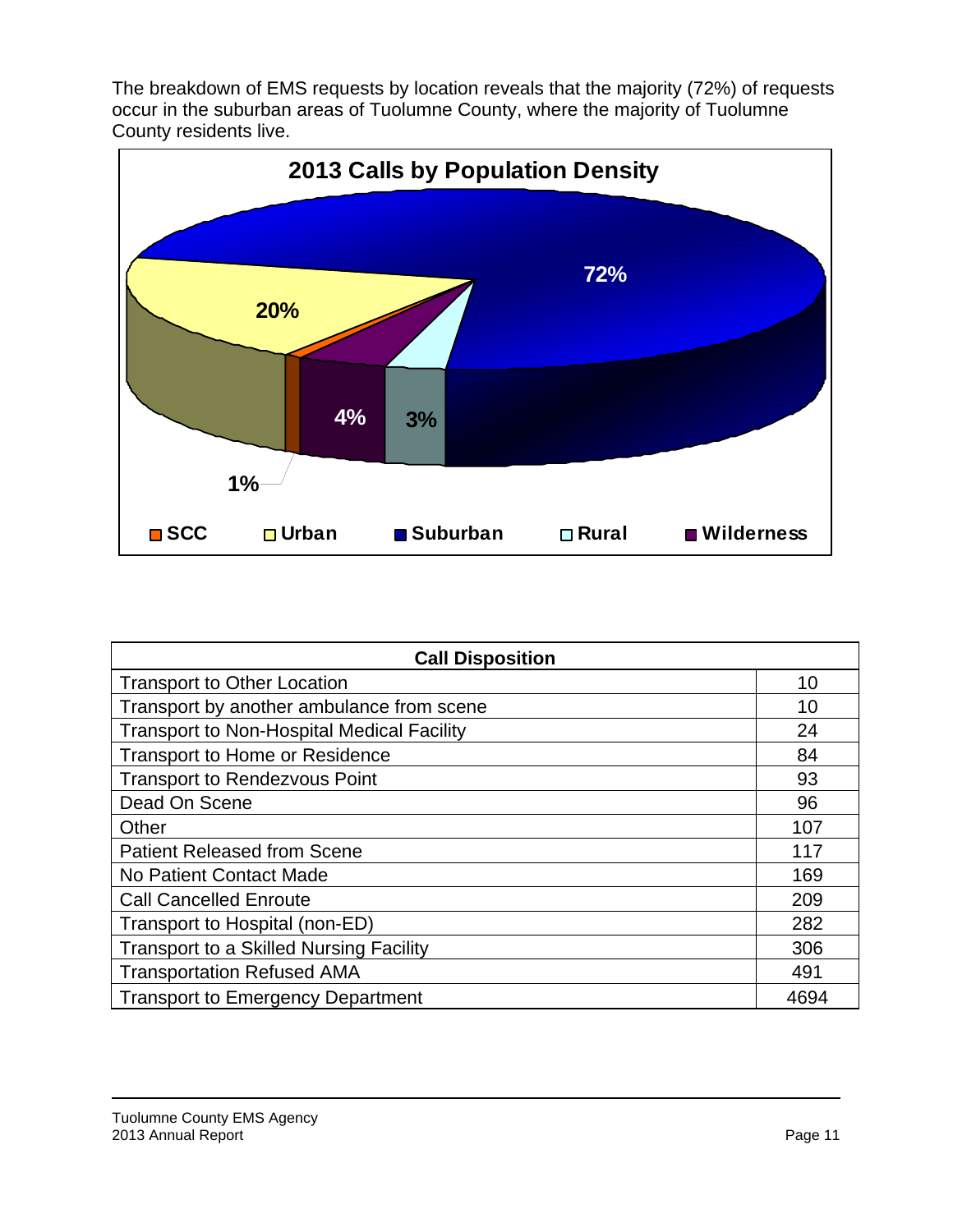The breakdown of EMS requests by location reveals that the majority (72%) of requests occur in the suburban areas of Tuolumne County, where the majority of Tuolumne County residents live.

**2013 Calls by Population Density**

72%

20%

4%

3%

1%

SCC Urban Suburban Rural Wilderness

| Call Disposition | |
|---|---|
| Transport to Other Location | 10 |
| Transport by another ambulance from scene | 10 |
| Transport to Non-Hospital Medical Facility | 24 |
| Transport to Home or Residence | 84 |
| Transport to Rendezvous Point | 93 |
| Dead On Scene | 96 |
| Other | 107 |
| Patient Released from Scene | 117 |
| No Patient Contact Made | 169 |
| Call Cancelled Enroute | 209 |
| Transport to Hospital (non-ED) | 282 |
| Transport to a Skilled Nursing Facility | 306 |
| Transportation Refused AMA | 491 |
| Transport to Emergency Department | 4694 |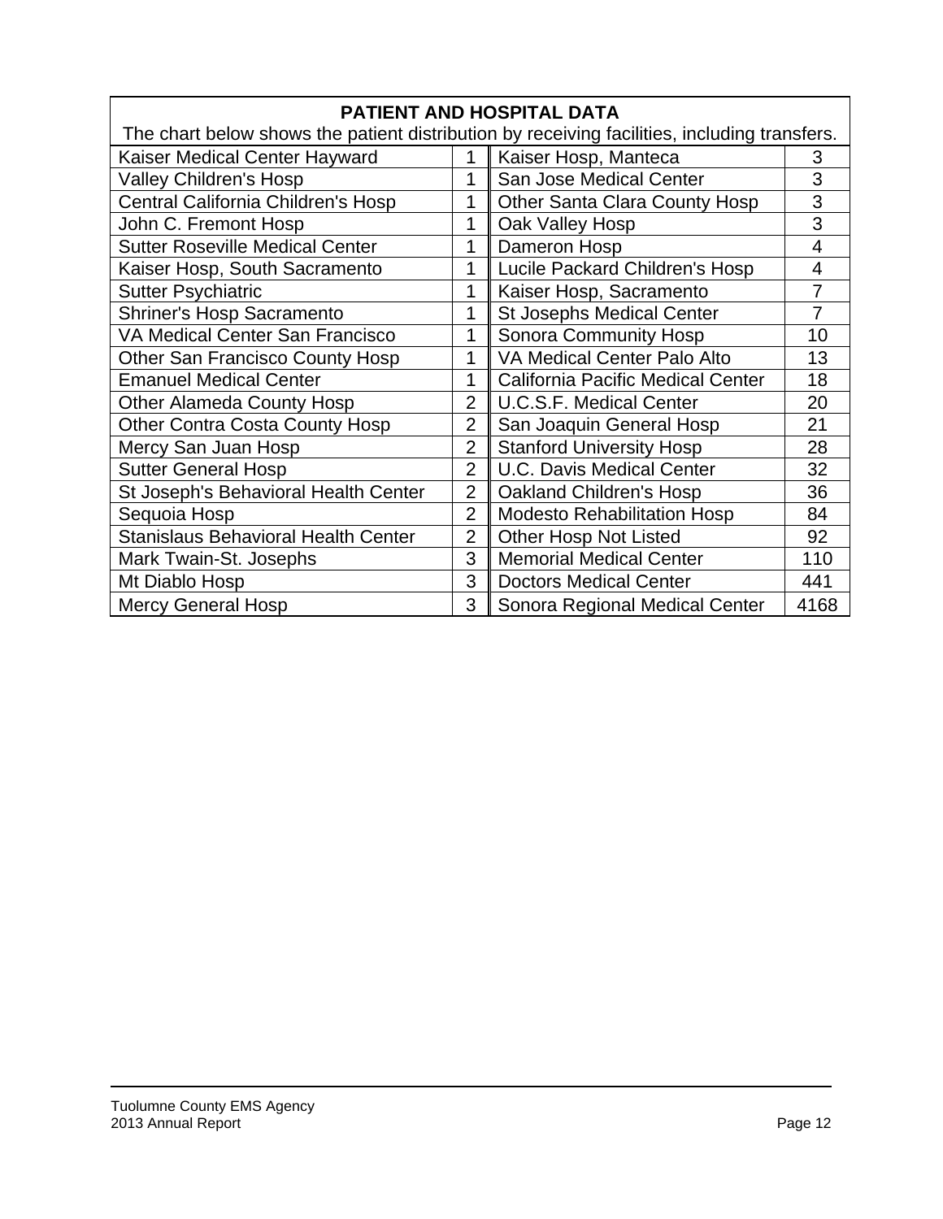## PATIENT AND HOSPITAL DATA

The chart below shows the patient distribution by receiving facilities, including transfers.

| Facility | Count | Facility | Count |
|---|---|---|---|
| Kaiser Medical Center Hayward | 1 | Kaiser Hosp, Manteca | 3 |
| Valley Children's Hosp | 1 | San Jose Medical Center | 3 |
| Central California Children's Hosp | 1 | Other Santa Clara County Hosp | 3 |
| John C. Fremont Hosp | 1 | Oak Valley Hosp | 3 |
| Sutter Roseville Medical Center | 1 | Dameron Hosp | 4 |
| Kaiser Hosp, South Sacramento | 1 | Lucile Packard Children's Hosp | 4 |
| Sutter Psychiatric | 1 | Kaiser Hosp, Sacramento | 7 |
| Shriner's Hosp Sacramento | 1 | St Josephs Medical Center | 7 |
| VA Medical Center San Francisco | 1 | Sonora Community Hosp | 10 |
| Other San Francisco County Hosp | 1 | VA Medical Center Palo Alto | 13 |
| Emanuel Medical Center | 1 | California Pacific Medical Center | 18 |
| Other Alameda County Hosp | 2 | U.C.S.F. Medical Center | 20 |
| Other Contra Costa County Hosp | 2 | San Joaquin General Hosp | 21 |
| Mercy San Juan Hosp | 2 | Stanford University Hosp | 28 |
| Sutter General Hosp | 2 | U.C. Davis Medical Center | 32 |
| St Joseph's Behavioral Health Center | 2 | Oakland Children's Hosp | 36 |
| Sequoia Hosp | 2 | Modesto Rehabilitation Hosp | 84 |
| Stanislaus Behavioral Health Center | 2 | Other Hosp Not Listed | 92 |
| Mark Twain-St. Josephs | 3 | Memorial Medical Center | 110 |
| Mt Diablo Hosp | 3 | Doctors Medical Center | 441 |
| Mercy General Hosp | 3 | Sonora Regional Medical Center | 4168 |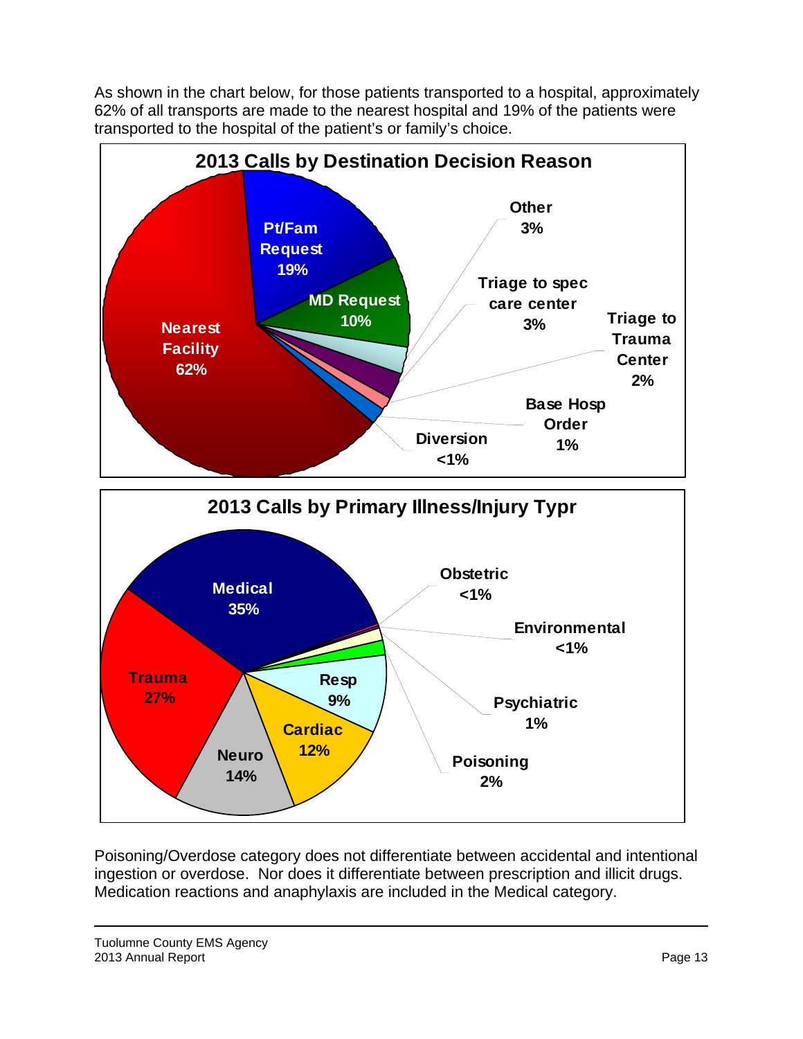As shown in the chart below, for those patients transported to a hospital, approximately 62% of all transports are made to the nearest hospital and 19% of the patients were transported to the hospital of the patient's or family's choice.

**2013 Calls by Destination Decision Reason**

| Destination Decision Reason | Percent |
|---|---|
| Nearest Facility | 62% |
| Pt/Fam Request | 19% |
| MD Request | 10% |
| Other | 3% |
| Triage to spec care center | 3% |
| Triage to Trauma Center | 2% |
| Base Hosp Order | 1% |
| Diversion | <1% |

**2013 Calls by Primary Illness/Injury Typr**

| Primary Illness/Injury Type | Percent |
|---|---|
| Medical | 35% |
| Trauma | 27% |
| Neuro | 14% |
| Cardiac | 12% |
| Resp | 9% |
| Poisoning | 2% |
| Psychiatric | 1% |
| Environmental | <1% |
| Obstetric | <1% |

Poisoning/Overdose category does not differentiate between accidental and intentional ingestion or overdose. Nor does it differentiate between prescription and illicit drugs. Medication reactions and anaphylaxis are included in the Medical category.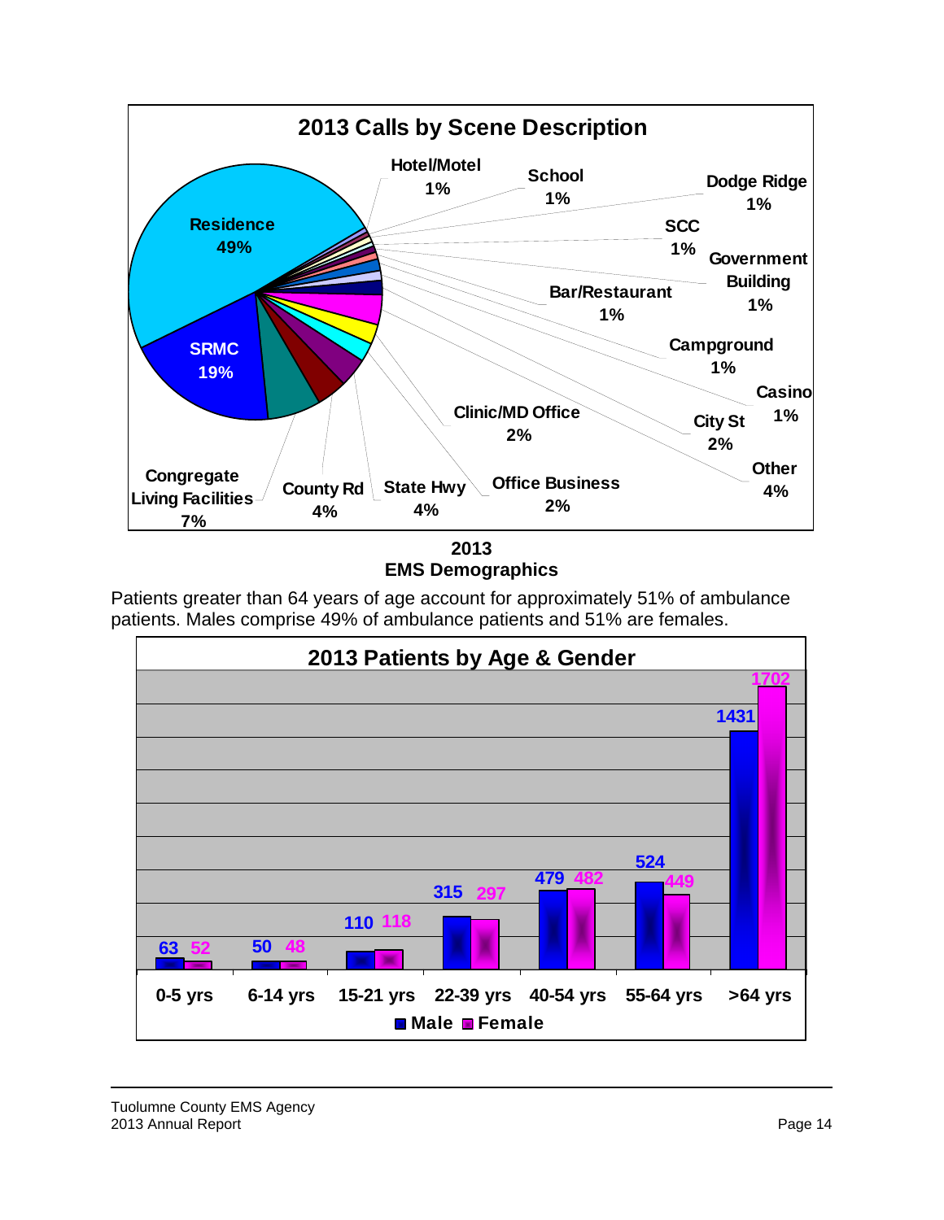## 2013 Calls by Scene Description

| Scene | Percent |
|---|---|
| Residence | 49% |
| SRMC | 19% |
| Congregate Living Facilities | 7% |
| County Rd | 4% |
| State Hwy | 4% |
| Office Business | 2% |
| Clinic/MD Office | 2% |
| Other | 4% |
| City St | 2% |
| Casino | 1% |
| Campground | 1% |
| Bar/Restaurant | 1% |
| Government Building | 1% |
| SCC | 1% |
| Dodge Ridge | 1% |
| School | 1% |
| Hotel/Motel | 1% |

## 2013 EMS Demographics

Patients greater than 64 years of age account for approximately 51% of ambulance patients. Males comprise 49% of ambulance patients and 51% are females.

## 2013 Patients by Age & Gender

| Age | Male | Female |
|---|---|---|
| 0-5 yrs | 63 | 52 |
| 6-14 yrs | 50 | 48 |
| 15-21 yrs | 110 | 118 |
| 22-39 yrs | 315 | 297 |
| 40-54 yrs | 479 | 482 |
| 55-64 yrs | 524 | 449 |
| >64 yrs | 1431 | 1702 |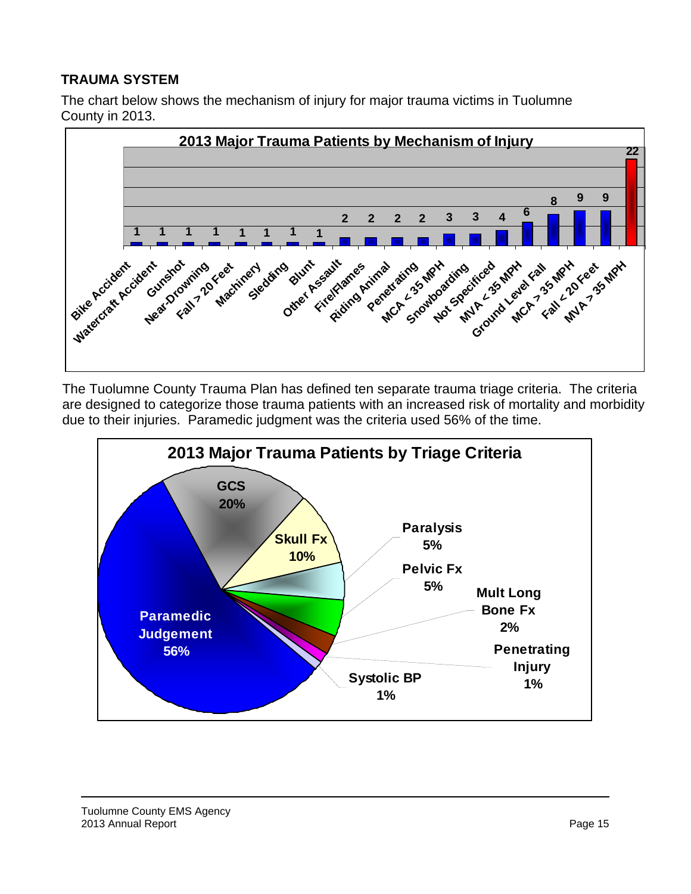## TRAUMA SYSTEM

The chart below shows the mechanism of injury for major trauma victims in Tuolumne County in 2013.

**2013 Major Trauma Patients by Mechanism of Injury**

| Mechanism of Injury | Patients |
|---|---|
| Bike Accident | 1 |
| Watercraft Accident | 1 |
| Gunshot | 1 |
| Near-Drowning | 1 |
| Fall > 20 Feet | 1 |
| Machinery | 1 |
| Sledding | 1 |
| Blunt | 1 |
| Other Assault | 2 |
| Fire/Flames | 2 |
| Riding Animal | 2 |
| Penetrating | 2 |
| MCA < 35 MPH | 3 |
| Snowboarding | 3 |
| Not Specificed | 4 |
| MVA < 35 MPH | 6 |
| Ground Level Fall | 8 |
| MCA > 35 MPH | 9 |
| Fall < 20 Feet | 9 |
| MVA > 35 MPH | 22 |

The Tuolumne County Trauma Plan has defined ten separate trauma triage criteria. The criteria are designed to categorize those trauma patients with an increased risk of mortality and morbidity due to their injuries. Paramedic judgment was the criteria used 56% of the time.

**2013 Major Trauma Patients by Triage Criteria**

| Triage Criteria | Percent |
|---|---|
| Paramedic Judgement | 56% |
| GCS | 20% |
| Skull Fx | 10% |
| Paralysis | 5% |
| Pelvic Fx | 5% |
| Mult Long Bone Fx | 2% |
| Penetrating Injury | 1% |
| Systolic BP | 1% |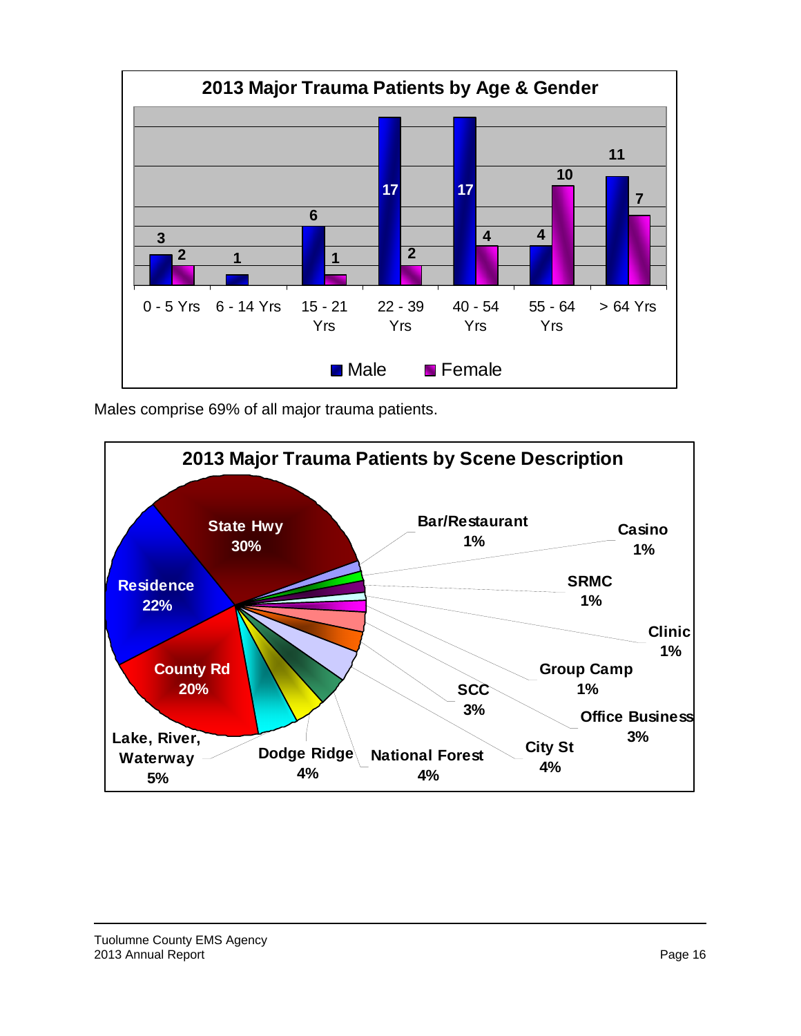**2013 Major Trauma Patients by Age & Gender**

| Age | Male | Female |
|---|---|---|
| 0 - 5 Yrs | 3 | 2 |
| 6 - 14 Yrs | 1 | |
| 15 - 21 Yrs | 6 | 1 |
| 22 - 39 Yrs | 17 | 2 |
| 40 - 54 Yrs | 17 | 4 |
| 55 - 64 Yrs | 4 | 10 |
| > 64 Yrs | 11 | 7 |

Males comprise 69% of all major trauma patients.

**2013 Major Trauma Patients by Scene Description**

| Scene Description | Percent |
|---|---|
| State Hwy | 30% |
| Residence | 22% |
| County Rd | 20% |
| Lake, River, Waterway | 5% |
| Dodge Ridge | 4% |
| National Forest | 4% |
| City St | 4% |
| Office Business | 3% |
| SCC | 3% |
| Group Camp | 1% |
| Clinic | 1% |
| SRMC | 1% |
| Casino | 1% |
| Bar/Restaurant | 1% |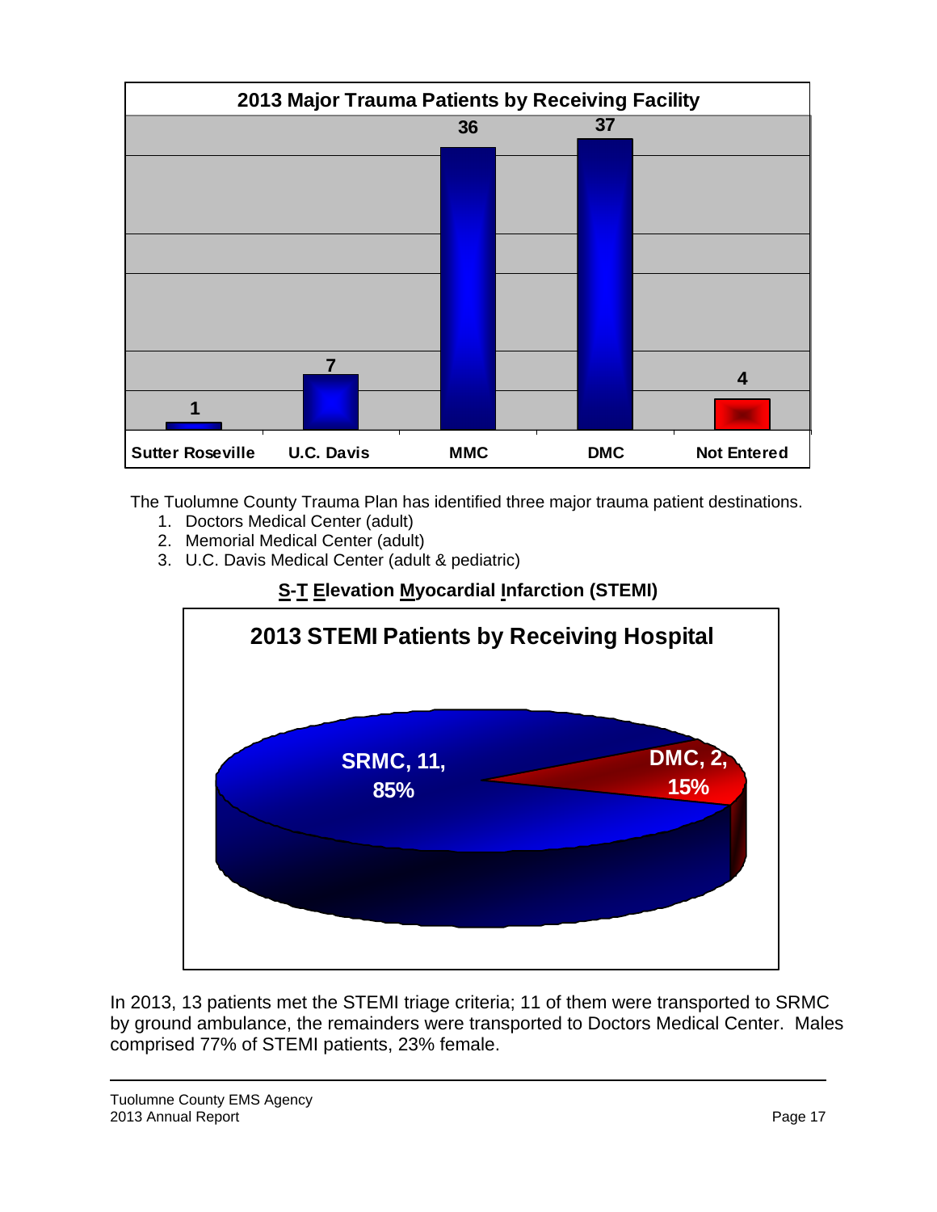**2013 Major Trauma Patients by Receiving Facility**

| Sutter Roseville | U.C. Davis | MMC | DMC | Not Entered |
|---|---|---|---|---|
| 1 | 7 | 36 | 37 | 4 |

The Tuolumne County Trauma Plan has identified three major trauma patient destinations.

1. Doctors Medical Center (adult)
2. Memorial Medical Center (adult)
3. U.C. Davis Medical Center (adult & pediatric)

## S-T Elevation Myocardial Infarction (STEMI)

**2013 STEMI Patients by Receiving Hospital**

| Hospital | Patients | Percent |
|---|---|---|
| SRMC | 11 | 85% |
| DMC | 2 | 15% |

In 2013, 13 patients met the STEMI triage criteria; 11 of them were transported to SRMC by ground ambulance, the remainders were transported to Doctors Medical Center. Males comprised 77% of STEMI patients, 23% female.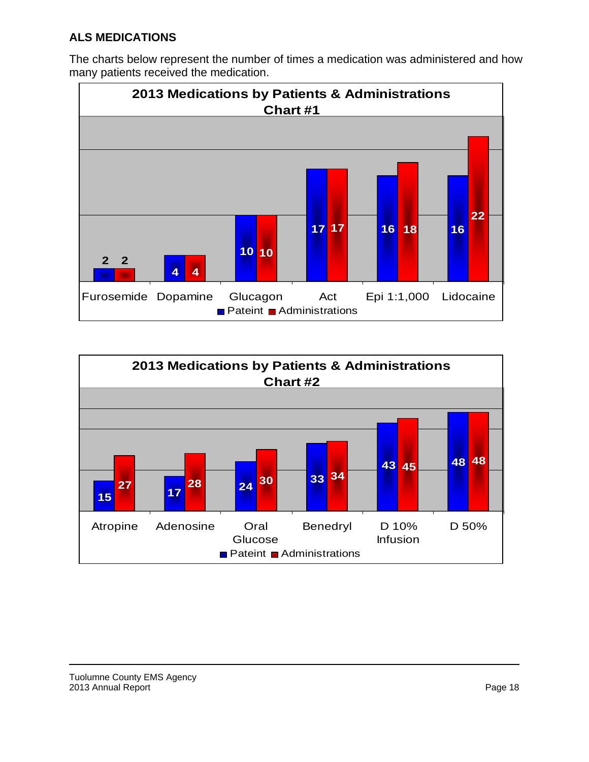## ALS MEDICATIONS

The charts below represent the number of times a medication was administered and how many patients received the medication.

**2013 Medications by Patients & Administrations Chart #1**

| Medication | Pateint | Administrations |
|---|---|---|
| Furosemide | 2 | 2 |
| Dopamine | 4 | 4 |
| Glucagon | 10 | 10 |
| Act | 17 | 17 |
| Epi 1:1,000 | 16 | 18 |
| Lidocaine | 16 | 22 |

**2013 Medications by Patients & Administrations Chart #2**

| Medication | Pateint | Administrations |
|---|---|---|
| Atropine | 15 | 27 |
| Adenosine | 17 | 28 |
| Oral Glucose | 24 | 30 |
| Benedryl | 33 | 34 |
| D 10% Infusion | 43 | 45 |
| D 50% | 48 | 48 |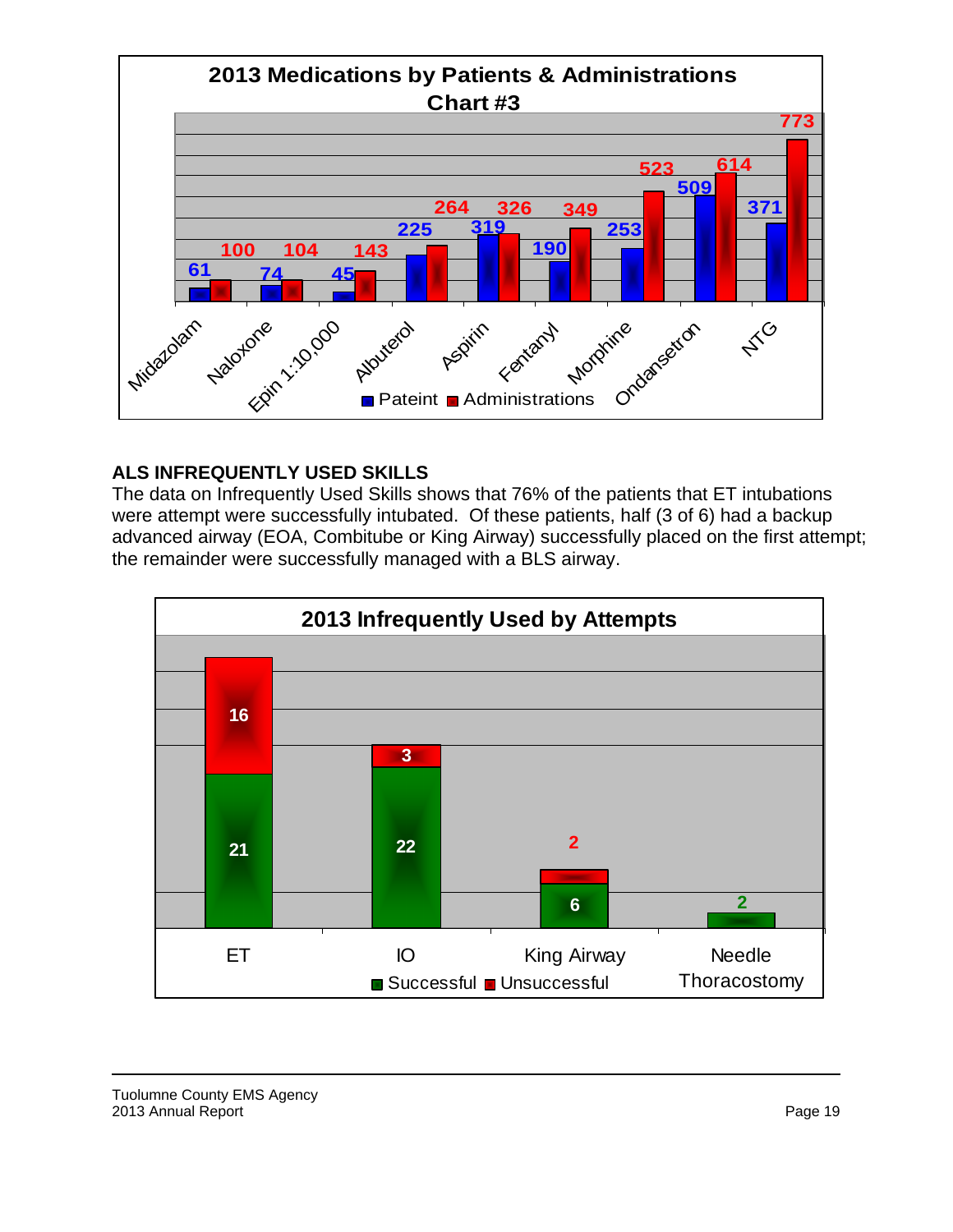**2013 Medications by Patients & Administrations Chart #3**

| Medication | Pateint | Administrations |
|---|---|---|
| Midazolam | 61 | 100 |
| Naloxone | 74 | 104 |
| Epin 1:10,000 | 45 | 143 |
| Albuterol | 225 | 264 |
| Aspirin | 319 | 326 |
| Fentanyl | 190 | 349 |
| Morphine | 253 | 523 |
| Ondansetron | 509 | 614 |
| NTG | 371 | 773 |

## ALS INFREQUENTLY USED SKILLS

The data on Infrequently Used Skills shows that 76% of the patients that ET intubations were attempt were successfully intubated. Of these patients, half (3 of 6) had a backup advanced airway (EOA, Combitube or King Airway) successfully placed on the first attempt; the remainder were successfully managed with a BLS airway.

**2013 Infrequently Used by Attempts**

| Skill | Successful | Unsuccessful |
|---|---|---|
| ET | 21 | 16 |
| IO | 22 | 3 |
| King Airway | 6 | 2 |
| Needle Thoracostomy | 2 | |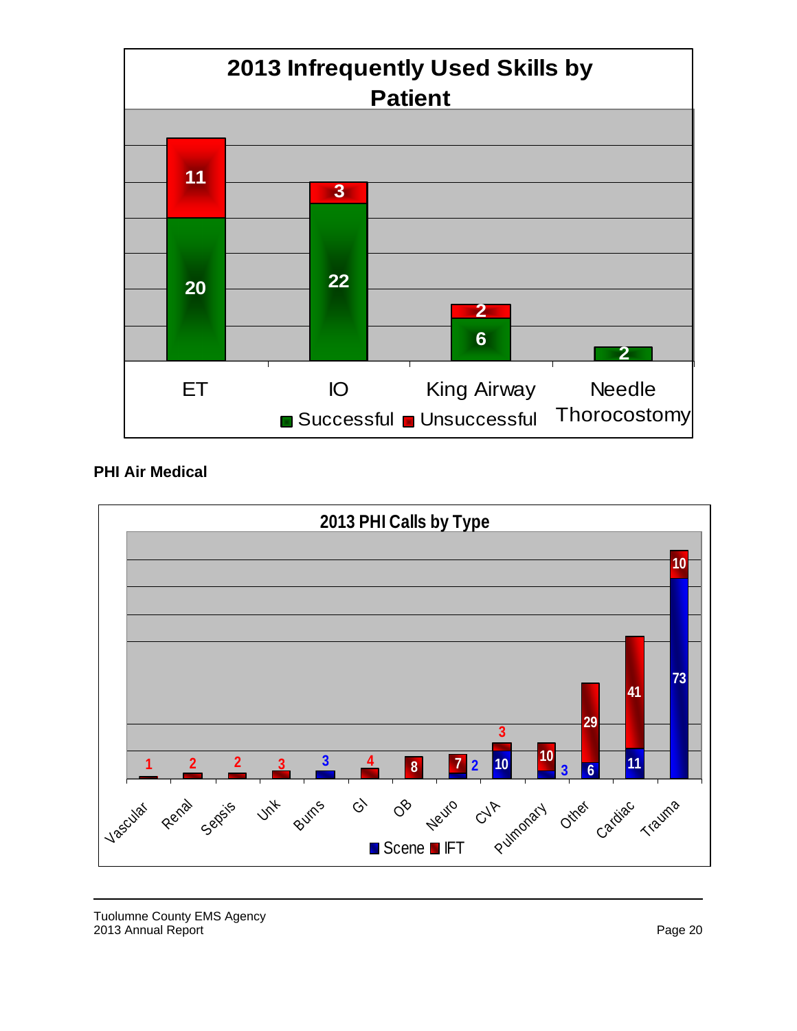**2013 Infrequently Used Skills by Patient**

| Skill | Successful | Unsuccessful |
|---|---|---|
| ET | 20 | 11 |
| IO | 22 | 3 |
| King Airway | 6 | 2 |
| Needle Thorocostomy | 2 | |

**PHI Air Medical**

**2013 PHI Calls by Type**

| Type | Scene | IFT |
|---|---|---|
| Vascular | | 1 |
| Renal | | 2 |
| Sepsis | | 2 |
| Unk | | 3 |
| Burns | 3 | |
| GI | | 4 |
| OB | | 8 |
| Neuro | 2 | 7 |
| CVA | 10 | 3 |
| Pulmonary | 3 | 10 |
| Other | 6 | 29 |
| Cardiac | 11 | 41 |
| Trauma | 73 | 10 |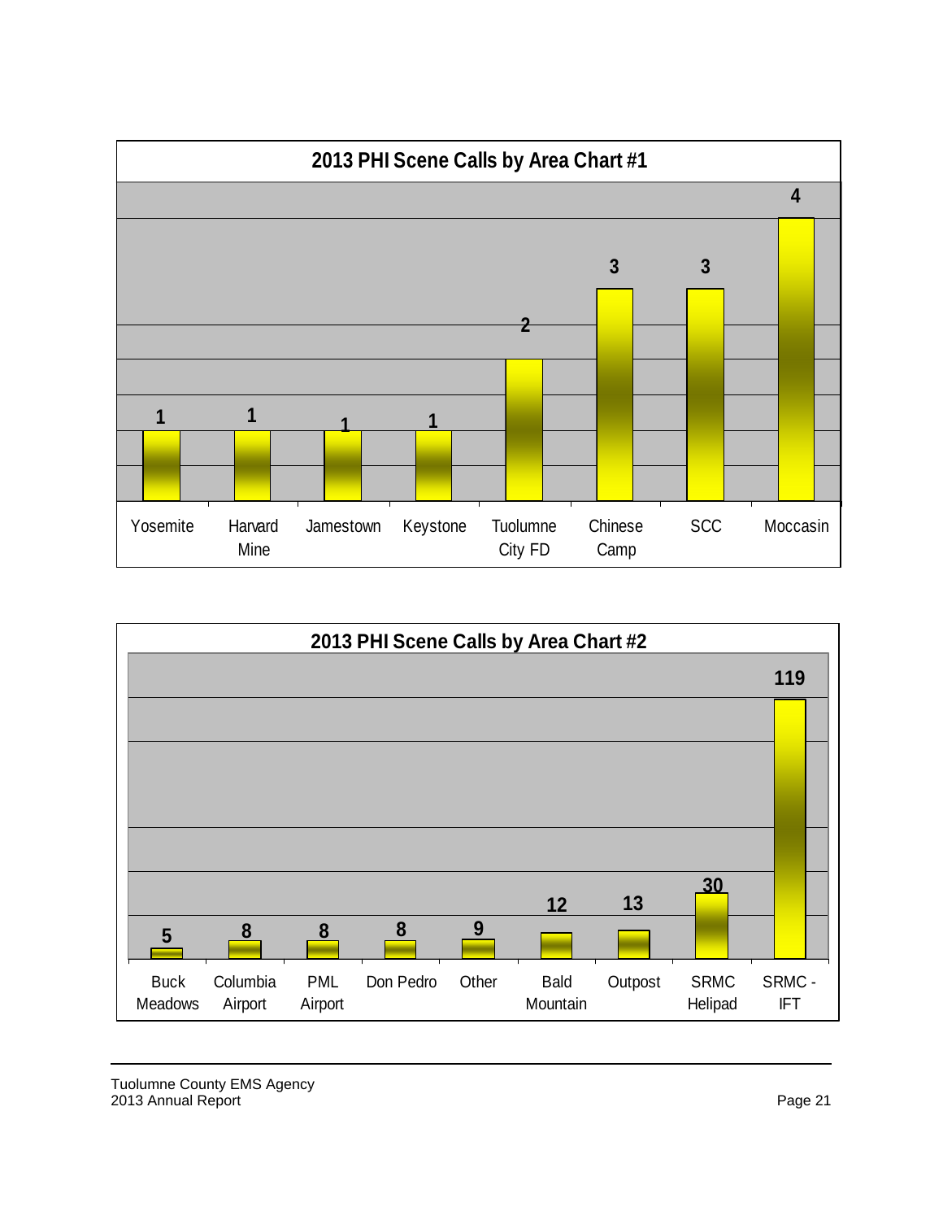## 2013 PHI Scene Calls by Area Chart #1

| Area | Calls |
|---|---|
| Yosemite | 1 |
| Harvard Mine | 1 |
| Jamestown | 1 |
| Keystone | 1 |
| Tuolumne City FD | 2 |
| Chinese Camp | 3 |
| SCC | 3 |
| Moccasin | 4 |

## 2013 PHI Scene Calls by Area Chart #2

| Area | Calls |
|---|---|
| Buck Meadows | 5 |
| Columbia Airport | 8 |
| PML Airport | 8 |
| Don Pedro | 8 |
| Other | 9 |
| Bald Mountain | 12 |
| Outpost | 13 |
| SRMC Helipad | 30 |
| SRMC - IFT | 119 |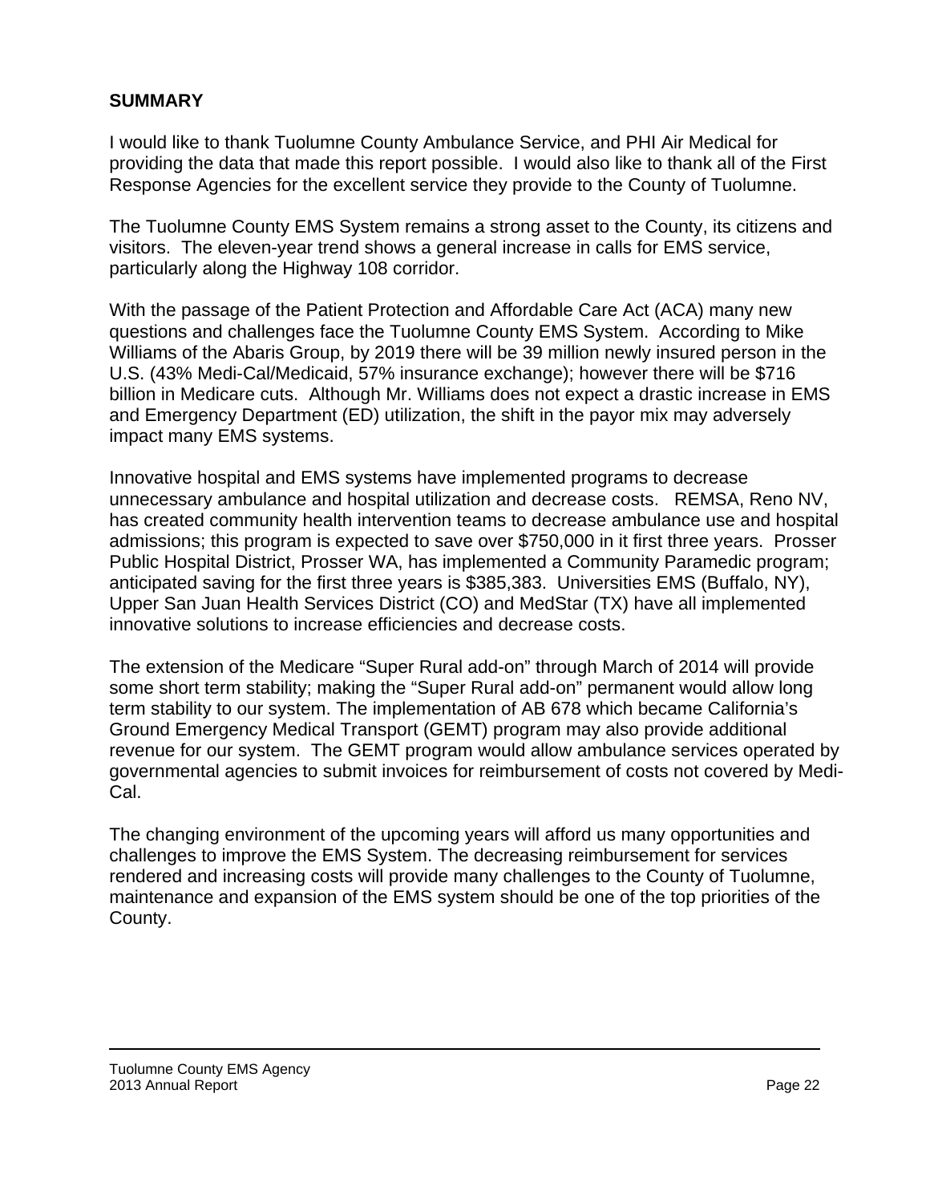## SUMMARY

I would like to thank Tuolumne County Ambulance Service, and PHI Air Medical for providing the data that made this report possible. I would also like to thank all of the First Response Agencies for the excellent service they provide to the County of Tuolumne.

The Tuolumne County EMS System remains a strong asset to the County, its citizens and visitors. The eleven-year trend shows a general increase in calls for EMS service, particularly along the Highway 108 corridor.

With the passage of the Patient Protection and Affordable Care Act (ACA) many new questions and challenges face the Tuolumne County EMS System. According to Mike Williams of the Abaris Group, by 2019 there will be 39 million newly insured person in the U.S. (43% Medi-Cal/Medicaid, 57% insurance exchange); however there will be $716 billion in Medicare cuts. Although Mr. Williams does not expect a drastic increase in EMS and Emergency Department (ED) utilization, the shift in the payor mix may adversely impact many EMS systems.

Innovative hospital and EMS systems have implemented programs to decrease unnecessary ambulance and hospital utilization and decrease costs. REMSA, Reno NV, has created community health intervention teams to decrease ambulance use and hospital admissions; this program is expected to save over $750,000 in it first three years. Prosser Public Hospital District, Prosser WA, has implemented a Community Paramedic program; anticipated saving for the first three years is $385,383. Universities EMS (Buffalo, NY), Upper San Juan Health Services District (CO) and MedStar (TX) have all implemented innovative solutions to increase efficiencies and decrease costs.

The extension of the Medicare "Super Rural add-on" through March of 2014 will provide some short term stability; making the "Super Rural add-on" permanent would allow long term stability to our system. The implementation of AB 678 which became California's Ground Emergency Medical Transport (GEMT) program may also provide additional revenue for our system. The GEMT program would allow ambulance services operated by governmental agencies to submit invoices for reimbursement of costs not covered by Medi-Cal.

The changing environment of the upcoming years will afford us many opportunities and challenges to improve the EMS System. The decreasing reimbursement for services rendered and increasing costs will provide many challenges to the County of Tuolumne, maintenance and expansion of the EMS system should be one of the top priorities of the County.